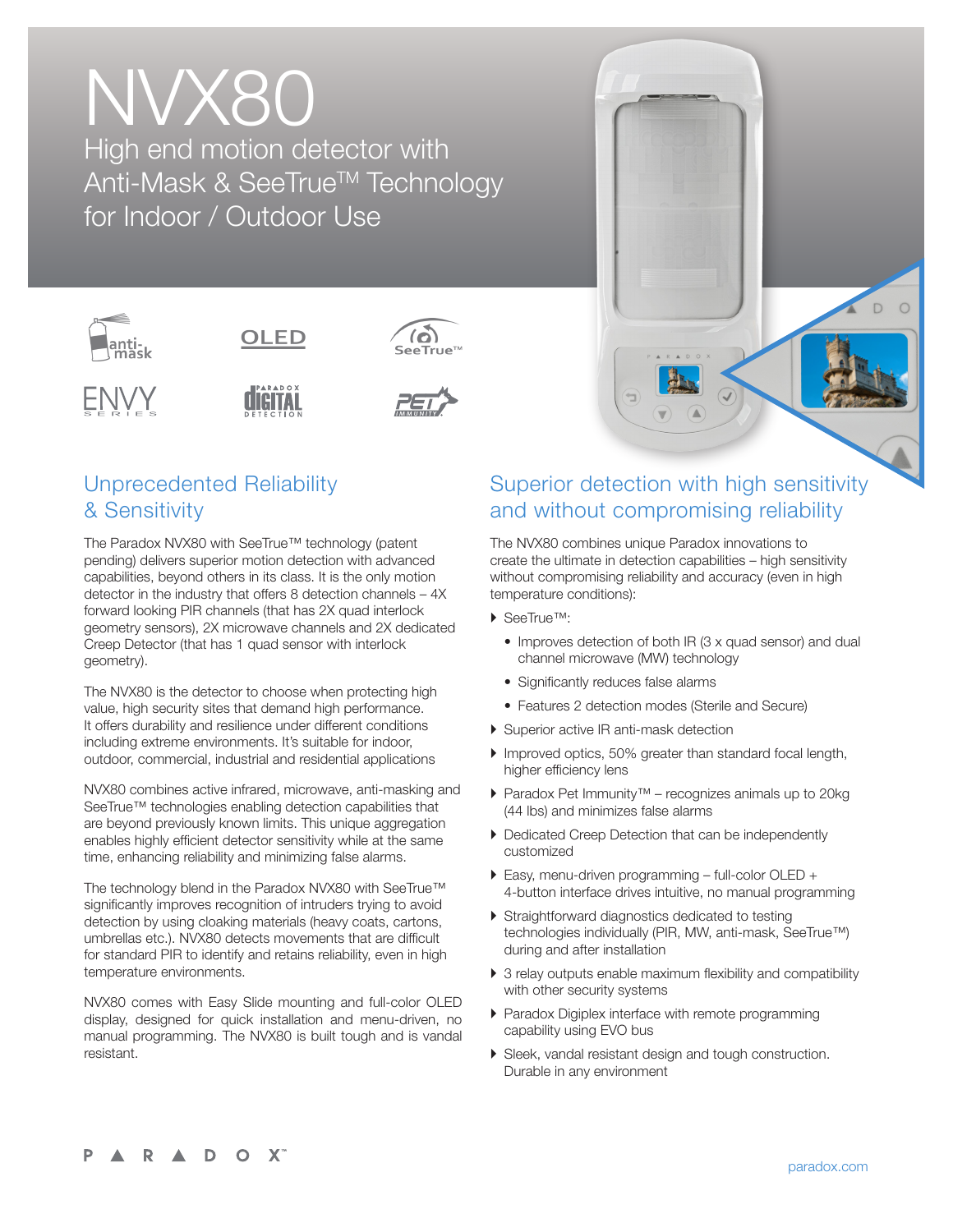# NVX80

High end motion detector with Anti-Mask & SeeTrue™ Technology for Indoor / Outdoor Use

## Unprecedented Reliability & Sensitivity

The Paradox NVX80 with SeeTrue™ technology (patent pending) delivers superior motion detection with advanced capabilities, beyond others in its class. It is the only motion detector in the industry that offers 8 detection channels – 4X forward looking PIR channels (that has 2X quad interlock geometry sensors), 2X microwave channels and 2X dedicated Creep Detector (that has 1 quad sensor with interlock geometry).

The NVX80 is the detector to choose when protecting high value, high security sites that demand high performance. It offers durability and resilience under different conditions including extreme environments. It's suitable for indoor, outdoor, commercial, industrial and residential applications

NVX80 combines active infrared, microwave, anti-masking and SeeTrue™ technologies enabling detection capabilities that are beyond previously known limits. This unique aggregation enables highly efficient detector sensitivity while at the same time, enhancing reliability and minimizing false alarms.

The technology blend in the Paradox NVX80 with SeeTrue™ significantly improves recognition of intruders trying to avoid detection by using cloaking materials (heavy coats, cartons, umbrellas etc.). NVX80 detects movements that are difficult for standard PIR to identify and retains reliability, even in high temperature environments.

NVX80 comes with Easy Slide mounting and full-color OLED display, designed for quick installation and menu-driven, no manual programming. The NVX80 is built tough and is vandal resistant.

## Superior detection with high sensitivity and without compromising reliability

The NVX80 combines unique Paradox innovations to create the ultimate in detection capabilities – high sensitivity without compromising reliability and accuracy (even in high temperature conditions):

- SeeTrue™:
  - Improves detection of both IR (3 x quad sensor) and dual channel microwave (MW) technology
  - Significantly reduces false alarms
  - Features 2 detection modes (Sterile and Secure)
- Superior active IR anti-mask detection
- Improved optics, 50% greater than standard focal length, higher efficiency lens
- Paradox Pet Immunity™ – recognizes animals up to 20kg (44 lbs) and minimizes false alarms
- Dedicated Creep Detection that can be independently customized
- Easy, menu-driven programming – full-color OLED + 4-button interface drives intuitive, no manual programming
- Straightforward diagnostics dedicated to testing technologies individually (PIR, MW, anti-mask, SeeTrue™) during and after installation
- 3 relay outputs enable maximum flexibility and compatibility with other security systems
- Paradox Digiplex interface with remote programming capability using EVO bus
- Sleek, vandal resistant design and tough construction. Durable in any environment

paradox.com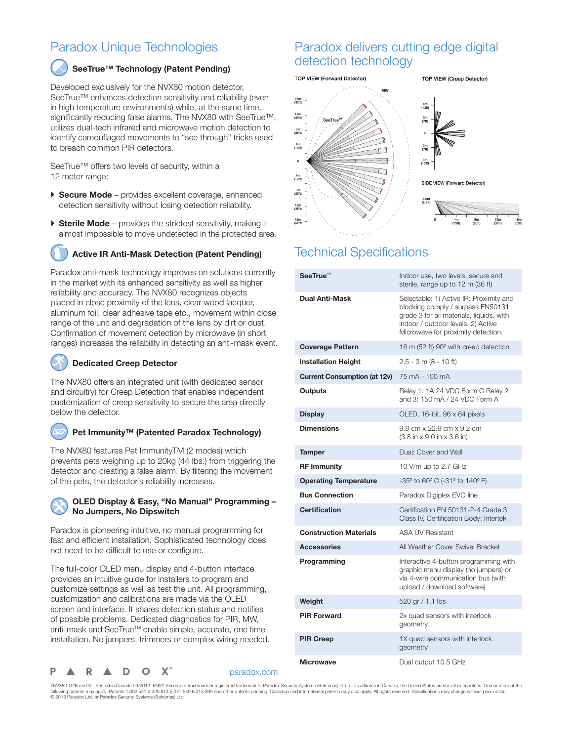# Paradox Unique Technologies

### SeeTrue™ Technology (Patent Pending)

Developed exclusively for the NVX80 motion detector, SeeTrue™ enhances detection sensitivity and reliability (even in high temperature environments) while, at the same time, significantly reducing false alarms. The NVX80 with SeeTrue™, utilizes dual-tech infrared and microwave motion detection to identify camouflaged movements to "see through" tricks used to breach common PIR detectors.

SeeTrue™ offers two levels of security, within a 12 meter range:

- **Secure Mode** – provides excellent coverage, enhanced detection sensitivity without losing detection reliability.
- **Sterile Mode** – provides the strictest sensitivity, making it almost impossible to move undetected in the protected area.

### Active IR Anti-Mask Detection (Patent Pending)

Paradox anti-mask technology improves on solutions currently in the market with its enhanced sensitivity as well as higher reliability and accuracy. The NVX80 recognizes objects placed in close proximity of the lens, clear wood lacquer, aluminum foil, clear adhesive tape etc., movement within close range of the unit and degradation of the lens by dirt or dust. Confirmation of movement detection by microwave (in short ranges) increases the reliability in detecting an anti-mask event.

### Dedicated Creep Detector

The NVX80 offers an integrated unit (with dedicated sensor and circuitry) for Creep Detection that enables independent customization of creep sensitivity to secure the area directly below the detector.

### Pet Immunity™ (Patented Paradox Technology)

The NVX80 features Pet ImmunityTM (2 modes) which prevents pets weighing up to 20kg (44 lbs.) from triggering the detector and creating a false alarm. By filtering the movement of the pets, the detector's reliability increases.

### OLED Display & Easy, "No Manual" Programming – No Jumpers, No Dipswitch

Paradox is pioneering intuitive, no manual programming for fast and efficient installation. Sophisticated technology does not need to be difficult to use or configure.

The full-color OLED menu display and 4-button interface provides an intuitive guide for installers to program and customize settings as well as test the unit. All programming, customization and calibrations are made via the OLED screen and interface. It shares detection status and notifies of possible problems. Dedicated diagnostics for PIR, MW, anti-mask and SeeTrue™ enable simple, accurate, one time installation. No jumpers, trimmers or complex wiring needed.

# Paradox delivers cutting edge digital detection technology

TOP VIEW (Forward Detector)

MW

SeeTrue™

16m (52ft)
12m (39ft)
8m (26ft)
4m (13ft)
0
4m (13ft)
8m (26ft)
12m (39ft)
16m (52ft)

TOP VIEW (Creep Detector)

4m (13ft)
2m (7ft)
0
2m (7ft)
4m (13ft)

SIDE VIEW (Forward Detector)

2.5m (8.2ft)
0
4m (13ft)
8m (26ft)
12m (39ft)
16m (52ft)

# Technical Specifications

| | |
|---|---|
| **SeeTrue™** | Indoor use, two levels, secure and sterile, range up to 12 m (36 ft) |
| **Dual Anti-Mask** | Selectable: 1) Active IR: Proximity and blocking comply / surpass EN50131 grade 3 for all materials, liquids, with indoor / outdoor levels. 2) Active Microwave for proximity detection. |
| **Coverage Pattern** | 16 m (52 ft) 90º with creep detection |
| **Installation Height** | 2.5 - 3 m (8 - 10 ft) |
| **Current Consumption (at 12v)** | 75 mA - 100 mA |
| **Outputs** | Relay 1: 1A 24 VDC Form C Relay 2 and 3: 150 mA / 24 VDC Form A |
| **Display** | OLED, 16-bit, 96 x 64 pixels |
| **Dimensions** | 9.8 cm x 22.9 cm x 9.2 cm (3.8 in x 9.0 in x 3.6 in) |
| **Tamper** | Dual: Cover and Wall |
| **RF Immunity** | 10 V/m up to 2.7 GHz |
| **Operating Temperature** | -35º to 60º C (-31º to 140º F) |
| **Bus Connection** | Paradox Digiplex EVO line |
| **Certification** | Certification EN 50131-2-4 Grade 3 Class IV, Certification Body: Intertek |
| **Construction Materials** | ASA UV Resistant |
| **Accessories** | All Weather Cover Swivel Bracket |
| **Programming** | Interactive 4-button programming with graphic menu display (no jumpers) or via 4-wire communication bus (with upload / download software) |
| **Weight** | 520 gr / 1.1 lbs |
| **PIR Forward** | 2x quad sensors with interlock geometry |
| **PIR Creep** | 1X quad sensors with interlock geometry |
| **Microwave** | Dual output 10.5 GHz |

PARADOX™ paradox.com

TNVX80-G2K rev.00 - Printed in Canada 09/2013. ENVY Series is a trademark or registered trademark of Paradox Security Systems (Bahamas) Ltd. or its affiliates in Canada, the United States and/or other countries. One or more of the following patents may apply: Patents 1,302,541 2,220,813 5,077,549 6,215,399 and other patents pending. Canadian and international patents may also apply. All rights reserved. Specifications may change without prior notice. © 2013 Paradox Ltd. or Paradox Security Systems (Bahamas) Ltd.